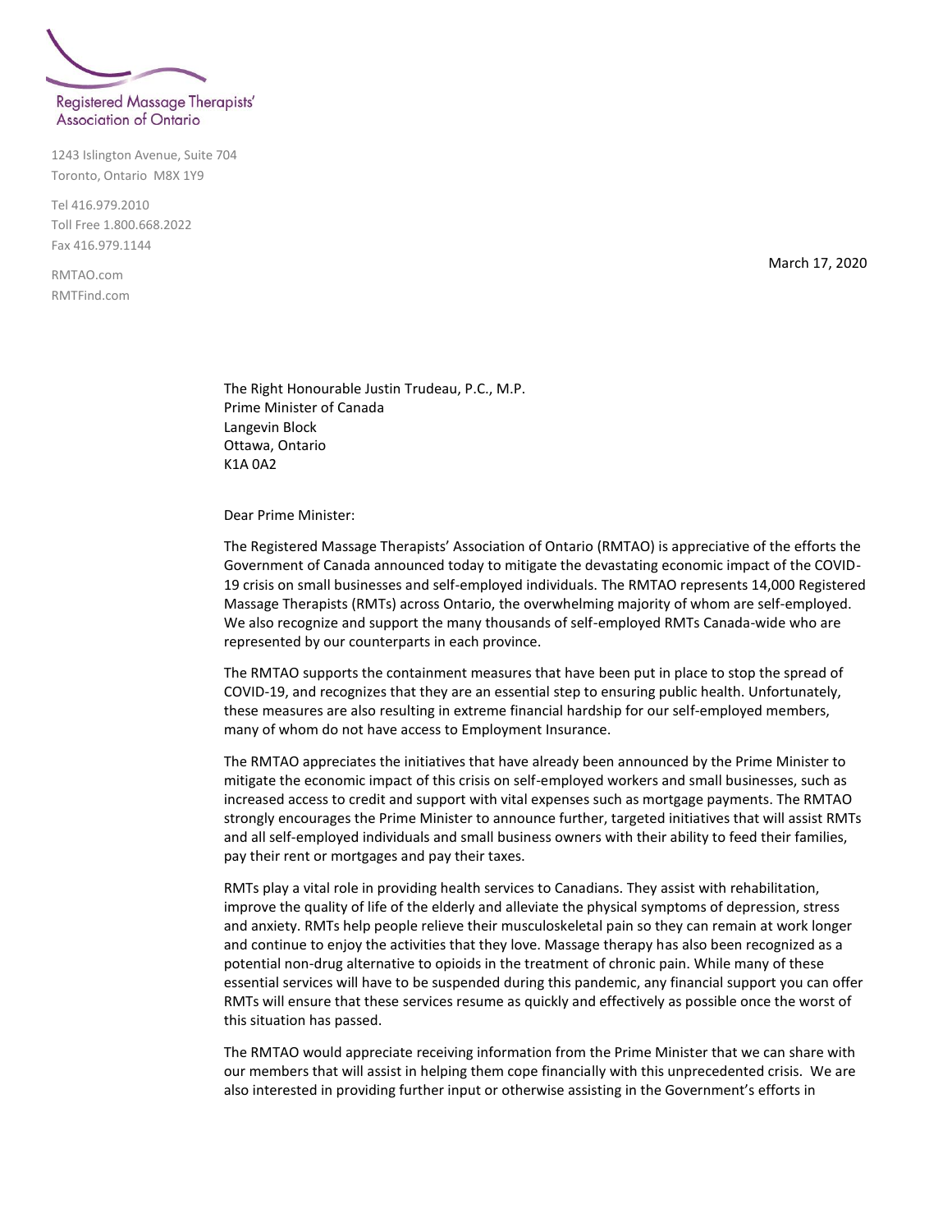Registered Massage Therapists' Association of Ontario

1243 Islington Avenue, Suite 704
Toronto, Ontario M8X 1Y9

Tel 416.979.2010
Toll Free 1.800.668.2022
Fax 416.979.1144

RMTAO.com
RMTFind.com

March 17, 2020

The Right Honourable Justin Trudeau, P.C., M.P.
Prime Minister of Canada
Langevin Block
Ottawa, Ontario
K1A 0A2

Dear Prime Minister:

The Registered Massage Therapists' Association of Ontario (RMTAO) is appreciative of the efforts the Government of Canada announced today to mitigate the devastating economic impact of the COVID-19 crisis on small businesses and self-employed individuals. The RMTAO represents 14,000 Registered Massage Therapists (RMTs) across Ontario, the overwhelming majority of whom are self-employed. We also recognize and support the many thousands of self-employed RMTs Canada-wide who are represented by our counterparts in each province.

The RMTAO supports the containment measures that have been put in place to stop the spread of COVID-19, and recognizes that they are an essential step to ensuring public health. Unfortunately, these measures are also resulting in extreme financial hardship for our self-employed members, many of whom do not have access to Employment Insurance.

The RMTAO appreciates the initiatives that have already been announced by the Prime Minister to mitigate the economic impact of this crisis on self-employed workers and small businesses, such as increased access to credit and support with vital expenses such as mortgage payments. The RMTAO strongly encourages the Prime Minister to announce further, targeted initiatives that will assist RMTs and all self-employed individuals and small business owners with their ability to feed their families, pay their rent or mortgages and pay their taxes.

RMTs play a vital role in providing health services to Canadians. They assist with rehabilitation, improve the quality of life of the elderly and alleviate the physical symptoms of depression, stress and anxiety. RMTs help people relieve their musculoskeletal pain so they can remain at work longer and continue to enjoy the activities that they love. Massage therapy has also been recognized as a potential non-drug alternative to opioids in the treatment of chronic pain. While many of these essential services will have to be suspended during this pandemic, any financial support you can offer RMTs will ensure that these services resume as quickly and effectively as possible once the worst of this situation has passed.

The RMTAO would appreciate receiving information from the Prime Minister that we can share with our members that will assist in helping them cope financially with this unprecedented crisis. We are also interested in providing further input or otherwise assisting in the Government's efforts in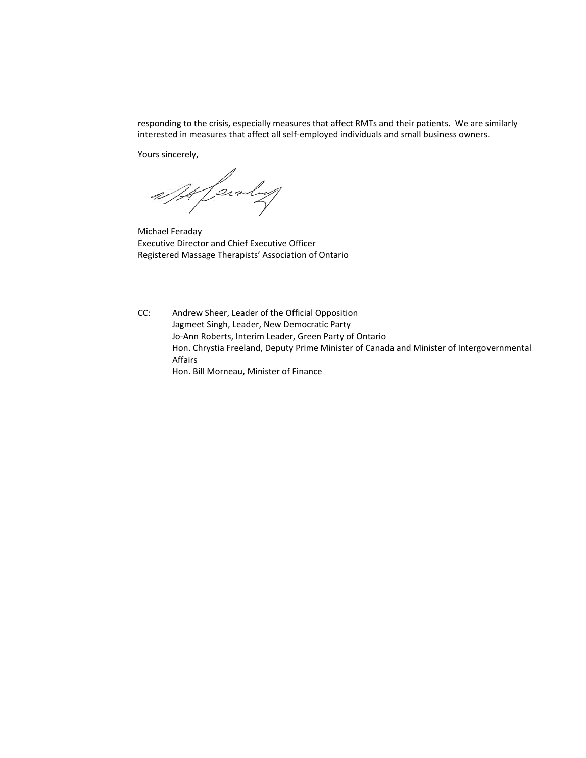responding to the crisis, especially measures that affect RMTs and their patients. We are similarly interested in measures that affect all self-employed individuals and small business owners.

Yours sincerely,

Michael Feraday
Executive Director and Chief Executive Officer
Registered Massage Therapists' Association of Ontario

CC: Andrew Sheer, Leader of the Official Opposition
Jagmeet Singh, Leader, New Democratic Party
Jo-Ann Roberts, Interim Leader, Green Party of Ontario
Hon. Chrystia Freeland, Deputy Prime Minister of Canada and Minister of Intergovernmental Affairs
Hon. Bill Morneau, Minister of Finance